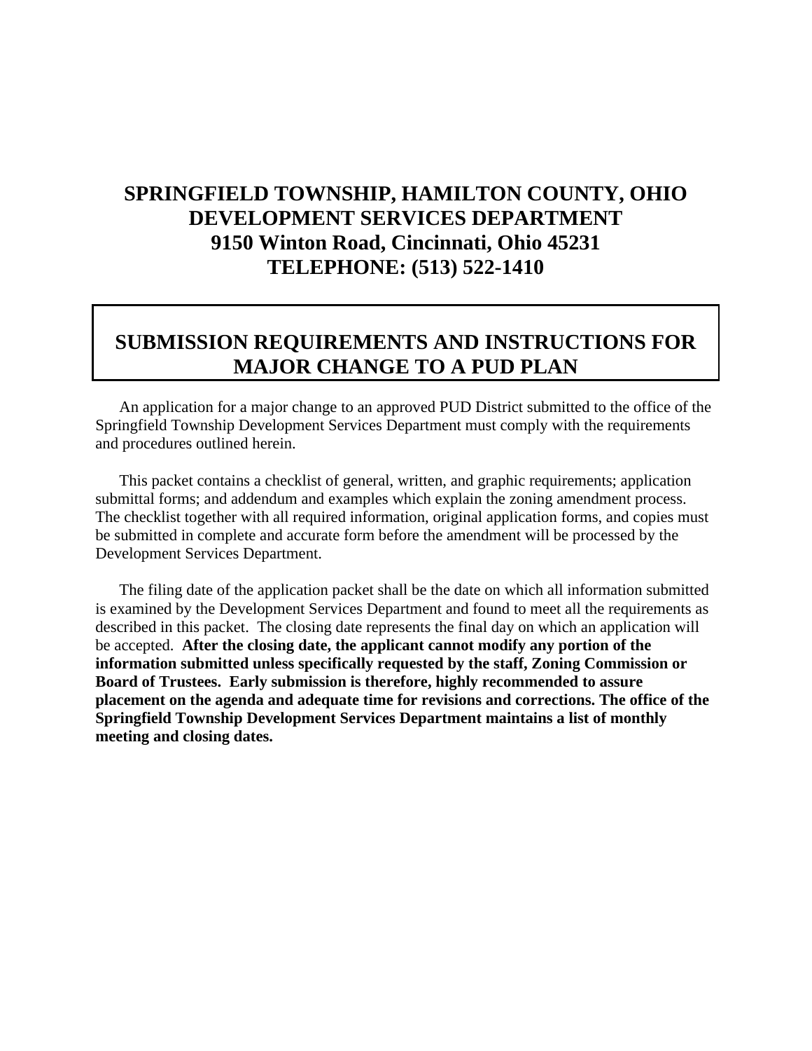# SPRINGFIELD TOWNSHIP, HAMILTON COUNTY, OHIO
# DEVELOPMENT SERVICES DEPARTMENT
# 9150 Winton Road, Cincinnati, Ohio 45231
# TELEPHONE: (513) 522-1410

## SUBMISSION REQUIREMENTS AND INSTRUCTIONS FOR MAJOR CHANGE TO A PUD PLAN

An application for a major change to an approved PUD District submitted to the office of the Springfield Township Development Services Department must comply with the requirements and procedures outlined herein.

This packet contains a checklist of general, written, and graphic requirements; application submittal forms; and addendum and examples which explain the zoning amendment process. The checklist together with all required information, original application forms, and copies must be submitted in complete and accurate form before the amendment will be processed by the Development Services Department.

The filing date of the application packet shall be the date on which all information submitted is examined by the Development Services Department and found to meet all the requirements as described in this packet. The closing date represents the final day on which an application will be accepted. **After the closing date, the applicant cannot modify any portion of the information submitted unless specifically requested by the staff, Zoning Commission or Board of Trustees. Early submission is therefore, highly recommended to assure placement on the agenda and adequate time for revisions and corrections. The office of the Springfield Township Development Services Department maintains a list of monthly meeting and closing dates.**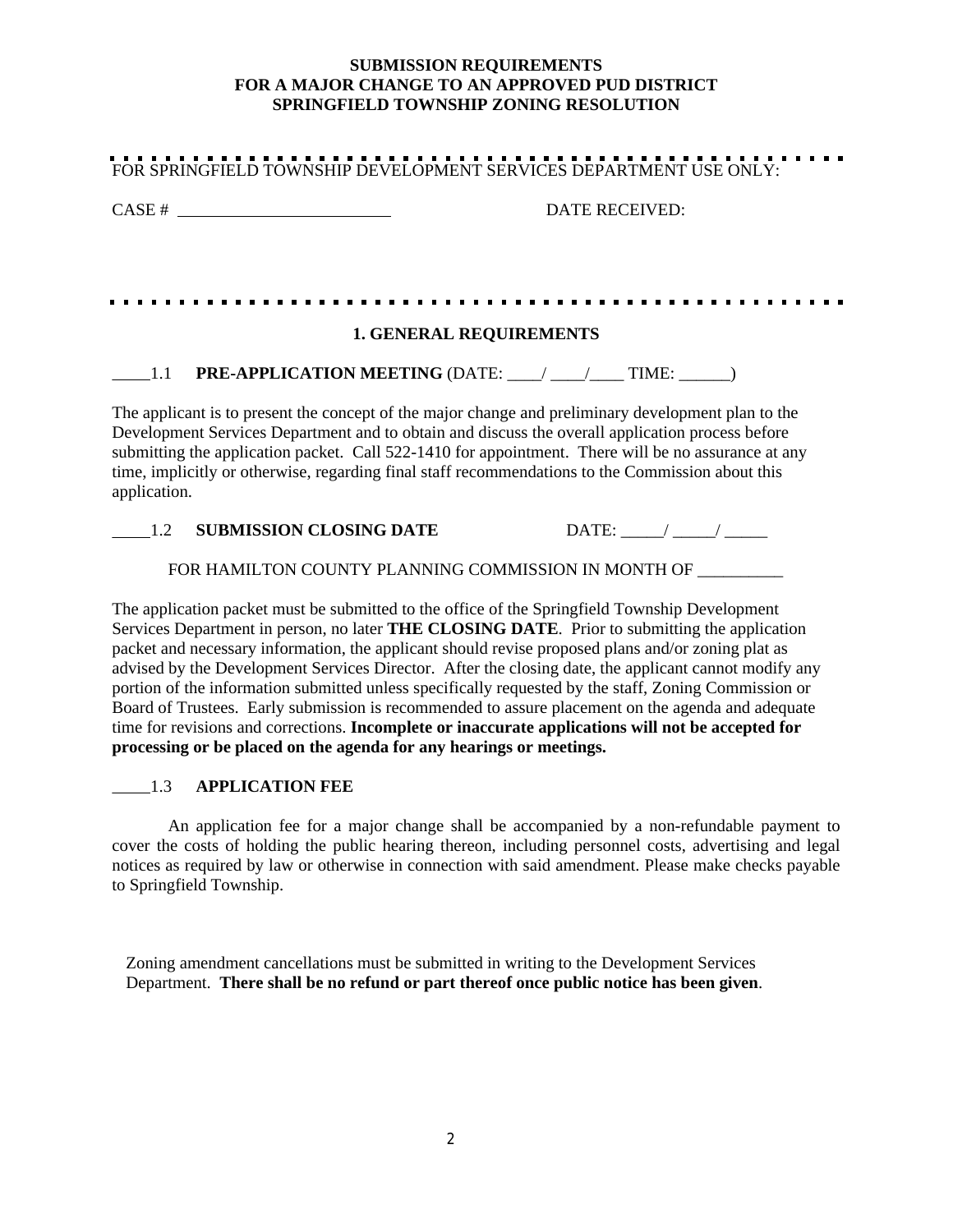**SUBMISSION REQUIREMENTS**
**FOR A MAJOR CHANGE TO AN APPROVED PUD DISTRICT**
**SPRINGFIELD TOWNSHIP ZONING RESOLUTION**

FOR SPRINGFIELD TOWNSHIP DEVELOPMENT SERVICES DEPARTMENT USE ONLY:

CASE # ________________________ DATE RECEIVED:

## 1. GENERAL REQUIREMENTS

_____1.1 **PRE-APPLICATION MEETING** (DATE: ____/ ____/____ TIME: ______)

The applicant is to present the concept of the major change and preliminary development plan to the Development Services Department and to obtain and discuss the overall application process before submitting the application packet. Call 522-1410 for appointment. There will be no assurance at any time, implicitly or otherwise, regarding final staff recommendations to the Commission about this application.

_____1.2 **SUBMISSION CLOSING DATE** DATE: _____/ _____/ _____

FOR HAMILTON COUNTY PLANNING COMMISSION IN MONTH OF __________

The application packet must be submitted to the office of the Springfield Township Development Services Department in person, no later **THE CLOSING DATE**. Prior to submitting the application packet and necessary information, the applicant should revise proposed plans and/or zoning plat as advised by the Development Services Director. After the closing date, the applicant cannot modify any portion of the information submitted unless specifically requested by the staff, Zoning Commission or Board of Trustees. Early submission is recommended to assure placement on the agenda and adequate time for revisions and corrections. **Incomplete or inaccurate applications will not be accepted for processing or be placed on the agenda for any hearings or meetings.**

_____1.3 **APPLICATION FEE**

An application fee for a major change shall be accompanied by a non-refundable payment to cover the costs of holding the public hearing thereon, including personnel costs, advertising and legal notices as required by law or otherwise in connection with said amendment. Please make checks payable to Springfield Township.

Zoning amendment cancellations must be submitted in writing to the Development Services Department. **There shall be no refund or part thereof once public notice has been given**.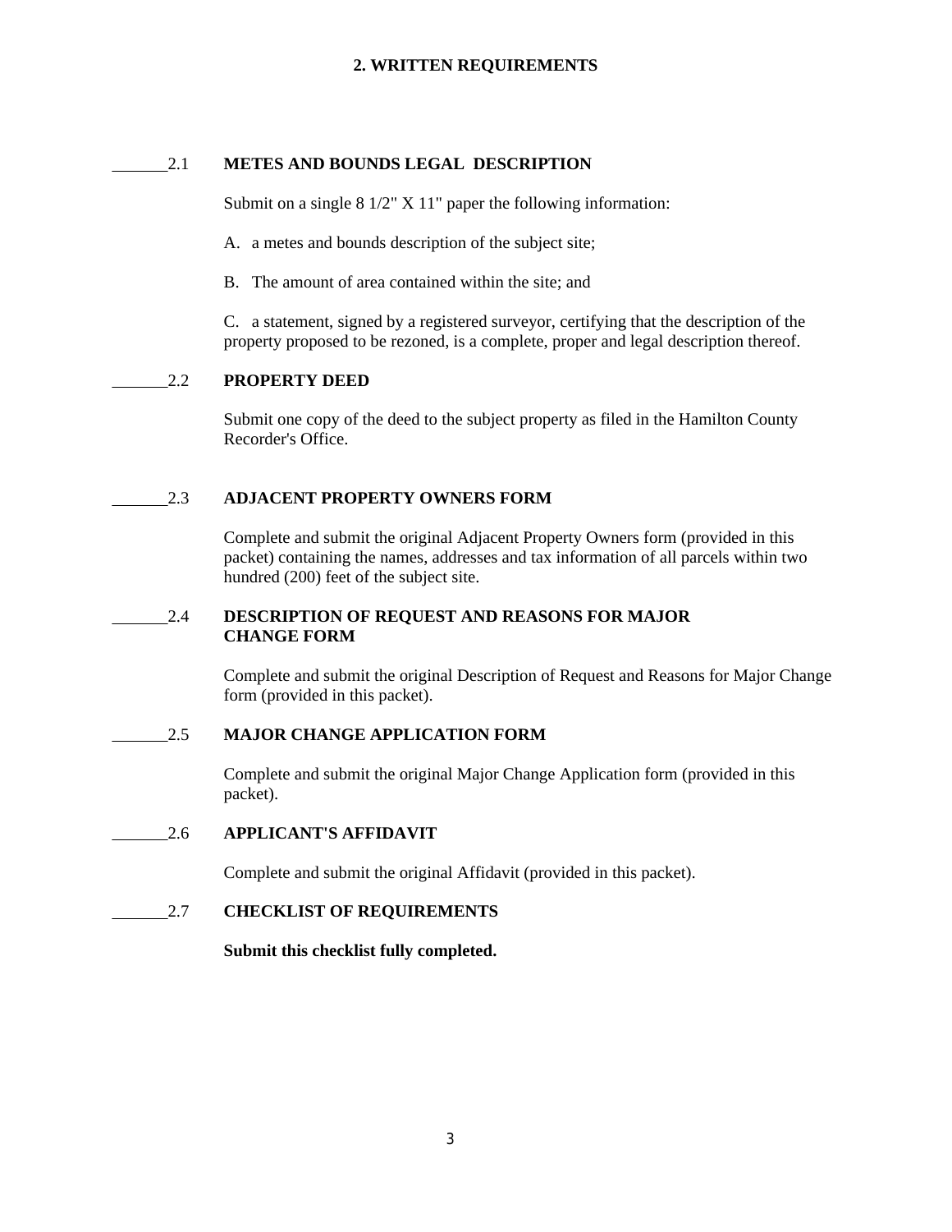## 2. WRITTEN REQUIREMENTS

_______2.1 **METES AND BOUNDS LEGAL DESCRIPTION**

Submit on a single 8 1/2" X 11" paper the following information:

A. a metes and bounds description of the subject site;

B. The amount of area contained within the site; and

C. a statement, signed by a registered surveyor, certifying that the description of the property proposed to be rezoned, is a complete, proper and legal description thereof.

_______2.2 **PROPERTY DEED**

Submit one copy of the deed to the subject property as filed in the Hamilton County Recorder's Office.

_______2.3 **ADJACENT PROPERTY OWNERS FORM**

Complete and submit the original Adjacent Property Owners form (provided in this packet) containing the names, addresses and tax information of all parcels within two hundred (200) feet of the subject site.

_______2.4 **DESCRIPTION OF REQUEST AND REASONS FOR MAJOR CHANGE FORM**

Complete and submit the original Description of Request and Reasons for Major Change form (provided in this packet).

_______2.5 **MAJOR CHANGE APPLICATION FORM**

Complete and submit the original Major Change Application form (provided in this packet).

_______2.6 **APPLICANT'S AFFIDAVIT**

Complete and submit the original Affidavit (provided in this packet).

_______2.7 **CHECKLIST OF REQUIREMENTS**

**Submit this checklist fully completed.**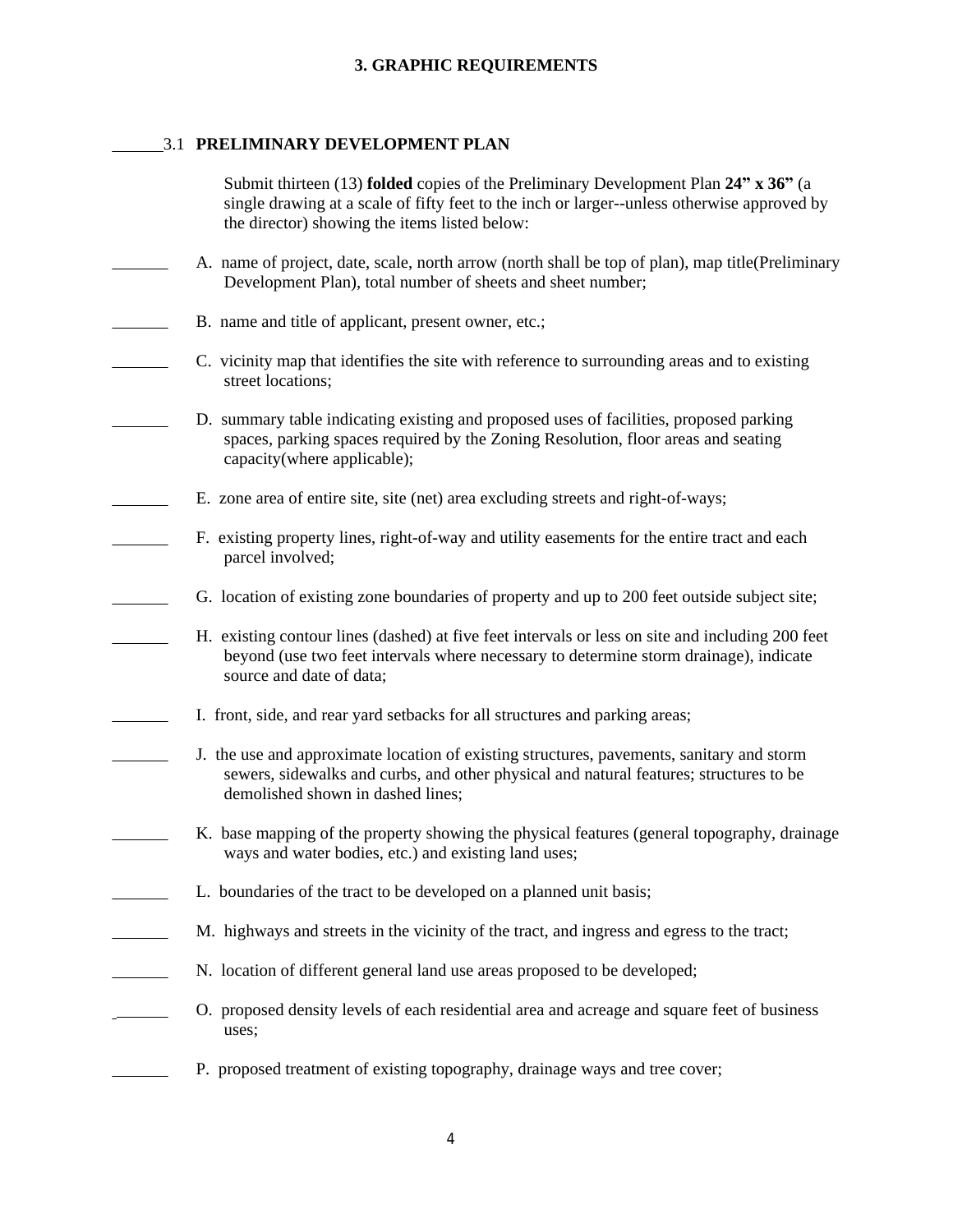## 3. GRAPHIC REQUIREMENTS

______3.1 **PRELIMINARY DEVELOPMENT PLAN**

Submit thirteen (13) **folded** copies of the Preliminary Development Plan **24" x 36"** (a single drawing at a scale of fifty feet to the inch or larger--unless otherwise approved by the director) showing the items listed below:

_______ A. name of project, date, scale, north arrow (north shall be top of plan), map title(Preliminary Development Plan), total number of sheets and sheet number;

_______ B. name and title of applicant, present owner, etc.;

_______ C. vicinity map that identifies the site with reference to surrounding areas and to existing street locations;

_______ D. summary table indicating existing and proposed uses of facilities, proposed parking spaces, parking spaces required by the Zoning Resolution, floor areas and seating capacity(where applicable);

_______ E. zone area of entire site, site (net) area excluding streets and right-of-ways;

_______ F. existing property lines, right-of-way and utility easements for the entire tract and each parcel involved;

_______ G. location of existing zone boundaries of property and up to 200 feet outside subject site;

_______ H. existing contour lines (dashed) at five feet intervals or less on site and including 200 feet beyond (use two feet intervals where necessary to determine storm drainage), indicate source and date of data;

_______ I. front, side, and rear yard setbacks for all structures and parking areas;

_______ J. the use and approximate location of existing structures, pavements, sanitary and storm sewers, sidewalks and curbs, and other physical and natural features; structures to be demolished shown in dashed lines;

_______ K. base mapping of the property showing the physical features (general topography, drainage ways and water bodies, etc.) and existing land uses;

_______ L. boundaries of the tract to be developed on a planned unit basis;

_______ M. highways and streets in the vicinity of the tract, and ingress and egress to the tract;

_______ N. location of different general land use areas proposed to be developed;

_______ O. proposed density levels of each residential area and acreage and square feet of business uses;

_______ P. proposed treatment of existing topography, drainage ways and tree cover;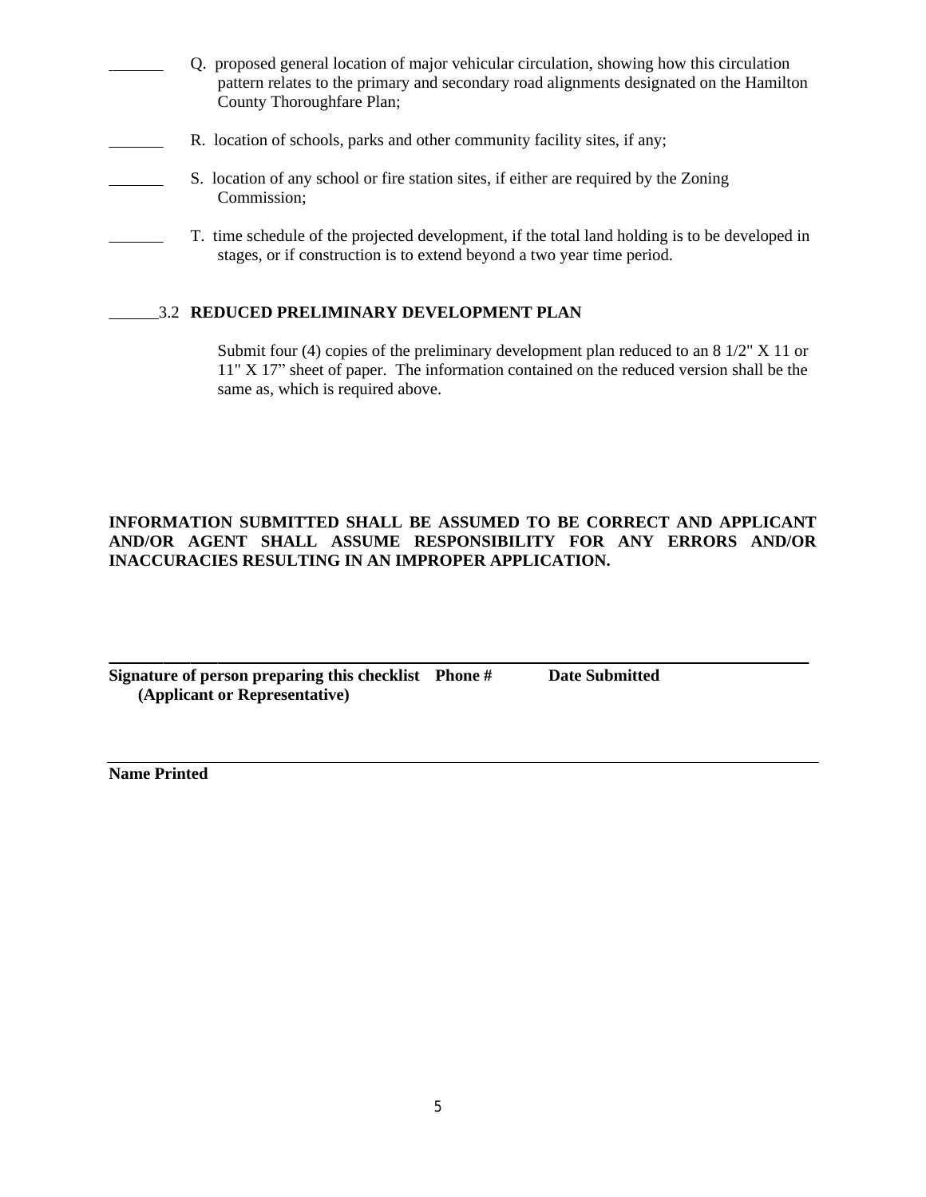_______ Q. proposed general location of major vehicular circulation, showing how this circulation pattern relates to the primary and secondary road alignments designated on the Hamilton County Thoroughfare Plan;

_______ R. location of schools, parks and other community facility sites, if any;

_______ S. location of any school or fire station sites, if either are required by the Zoning Commission;

_______ T. time schedule of the projected development, if the total land holding is to be developed in stages, or if construction is to extend beyond a two year time period.

______3.2 **REDUCED PRELIMINARY DEVELOPMENT PLAN**

Submit four (4) copies of the preliminary development plan reduced to an 8 1/2" X 11 or 11" X 17" sheet of paper. The information contained on the reduced version shall be the same as, which is required above.

**INFORMATION SUBMITTED SHALL BE ASSUMED TO BE CORRECT AND APPLICANT AND/OR AGENT SHALL ASSUME RESPONSIBILITY FOR ANY ERRORS AND/OR INACCURACIES RESULTING IN AN IMPROPER APPLICATION.**

______________________________________________________________________________

**Signature of person preparing this checklist (Applicant or Representative)** **Phone #** **Date Submitted**

______________________________________________________________________________

**Name Printed**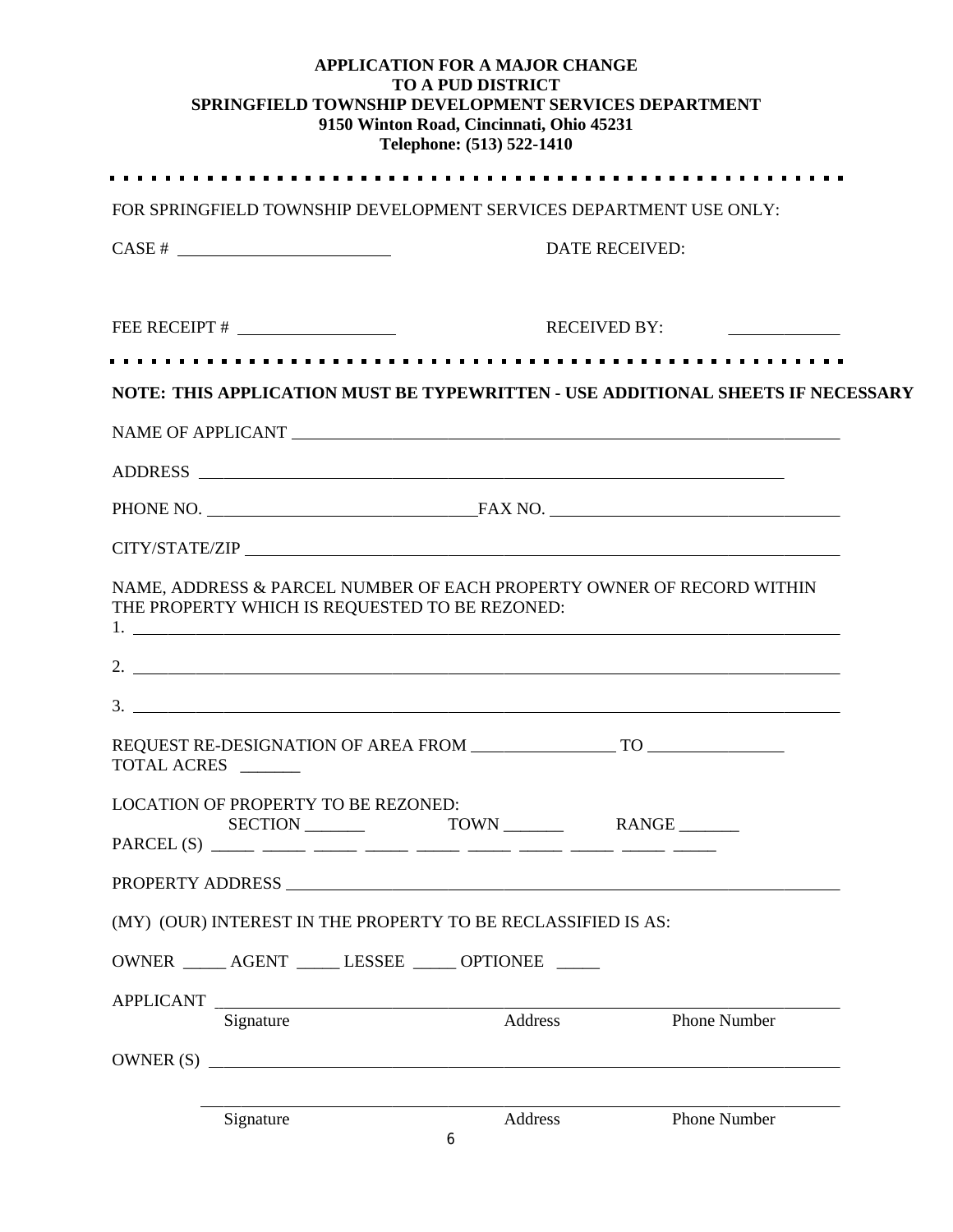**APPLICATION FOR A MAJOR CHANGE**
**TO A PUD DISTRICT**
**SPRINGFIELD TOWNSHIP DEVELOPMENT SERVICES DEPARTMENT**
**9150 Winton Road, Cincinnati, Ohio 45231**
**Telephone: (513) 522-1410**

---

FOR SPRINGFIELD TOWNSHIP DEVELOPMENT SERVICES DEPARTMENT USE ONLY:

CASE # ________________________ DATE RECEIVED:

FEE RECEIPT # __________________ RECEIVED BY: _____________

---

**NOTE: THIS APPLICATION MUST BE TYPEWRITTEN - USE ADDITIONAL SHEETS IF NECESSARY**

NAME OF APPLICANT ___________________________________________________________________

ADDRESS _____________________________________________________________________

PHONE NO. _______________________________FAX NO. _________________________________

CITY/STATE/ZIP _______________________________________________________________________

NAME, ADDRESS & PARCEL NUMBER OF EACH PROPERTY OWNER OF RECORD WITHIN THE PROPERTY WHICH IS REQUESTED TO BE REZONED:

1. ____________________________________________________________________________________

2. ____________________________________________________________________________________

3. ____________________________________________________________________________________

REQUEST RE-DESIGNATION OF AREA FROM _________________ TO ________________
TOTAL ACRES _______

LOCATION OF PROPERTY TO BE REZONED:
SECTION _______ TOWN _______ RANGE _______
PARCEL (S) _____ _____ _____ _____ _____ _____ _____ _____ _____ _____

PROPERTY ADDRESS ____________________________________________________________________

(MY) (OUR) INTEREST IN THE PROPERTY TO BE RECLASSIFIED IS AS:

OWNER _____ AGENT _____ LESSEE _____ OPTIONEE _____

APPLICANT ___________________________________________________________________________
Signature Address Phone Number

OWNER (S) ___________________________________________________________________________

_____________________________________________________________________________________
Signature Address Phone Number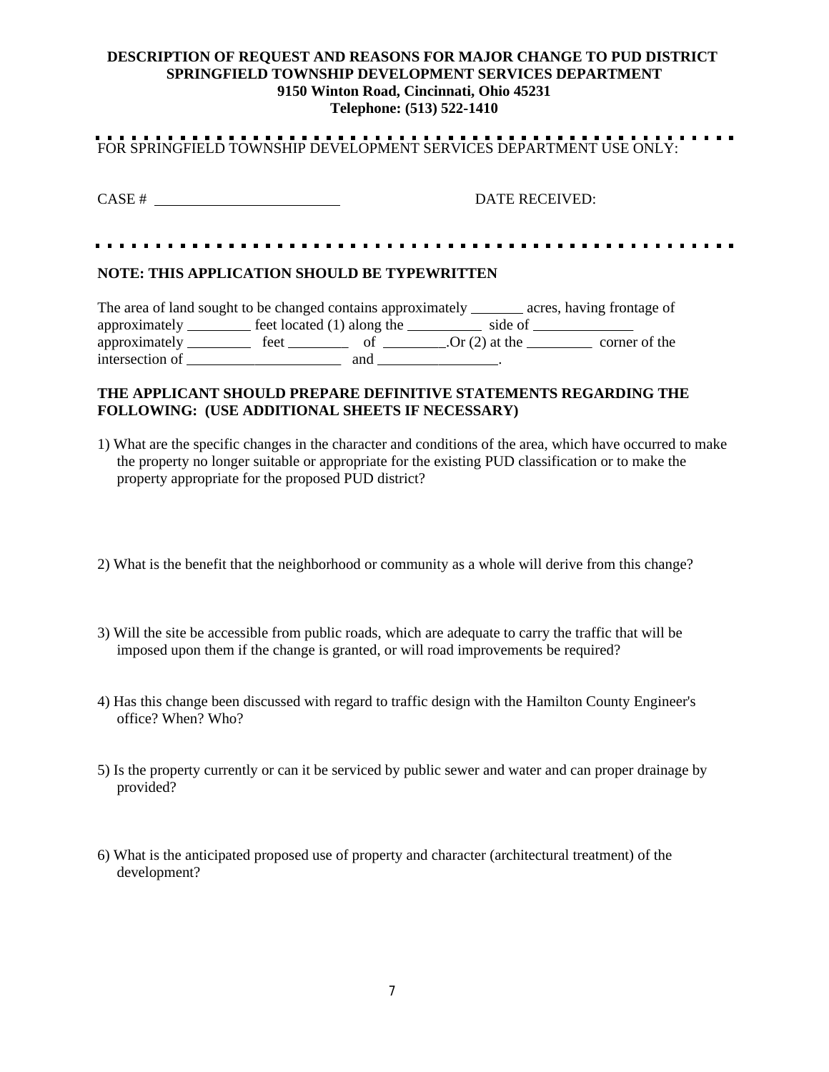**DESCRIPTION OF REQUEST AND REASONS FOR MAJOR CHANGE TO PUD DISTRICT**
**SPRINGFIELD TOWNSHIP DEVELOPMENT SERVICES DEPARTMENT**
**9150 Winton Road, Cincinnati, Ohio 45231**
**Telephone: (513) 522-1410**

FOR SPRINGFIELD TOWNSHIP DEVELOPMENT SERVICES DEPARTMENT USE ONLY:

CASE # ________________________ DATE RECEIVED:

**NOTE: THIS APPLICATION SHOULD BE TYPEWRITTEN**

The area of land sought to be changed contains approximately _______ acres, having frontage of approximately ________ feet located (1) along the __________ side of _____________ approximately ________ feet ________ of ________.Or (2) at the _________ corner of the intersection of _____________________ and ________________.

**THE APPLICANT SHOULD PREPARE DEFINITIVE STATEMENTS REGARDING THE FOLLOWING: (USE ADDITIONAL SHEETS IF NECESSARY)**

1) What are the specific changes in the character and conditions of the area, which have occurred to make the property no longer suitable or appropriate for the existing PUD classification or to make the property appropriate for the proposed PUD district?

2) What is the benefit that the neighborhood or community as a whole will derive from this change?

3) Will the site be accessible from public roads, which are adequate to carry the traffic that will be imposed upon them if the change is granted, or will road improvements be required?

4) Has this change been discussed with regard to traffic design with the Hamilton County Engineer's office? When? Who?

5) Is the property currently or can it be serviced by public sewer and water and can proper drainage by provided?

6) What is the anticipated proposed use of property and character (architectural treatment) of the development?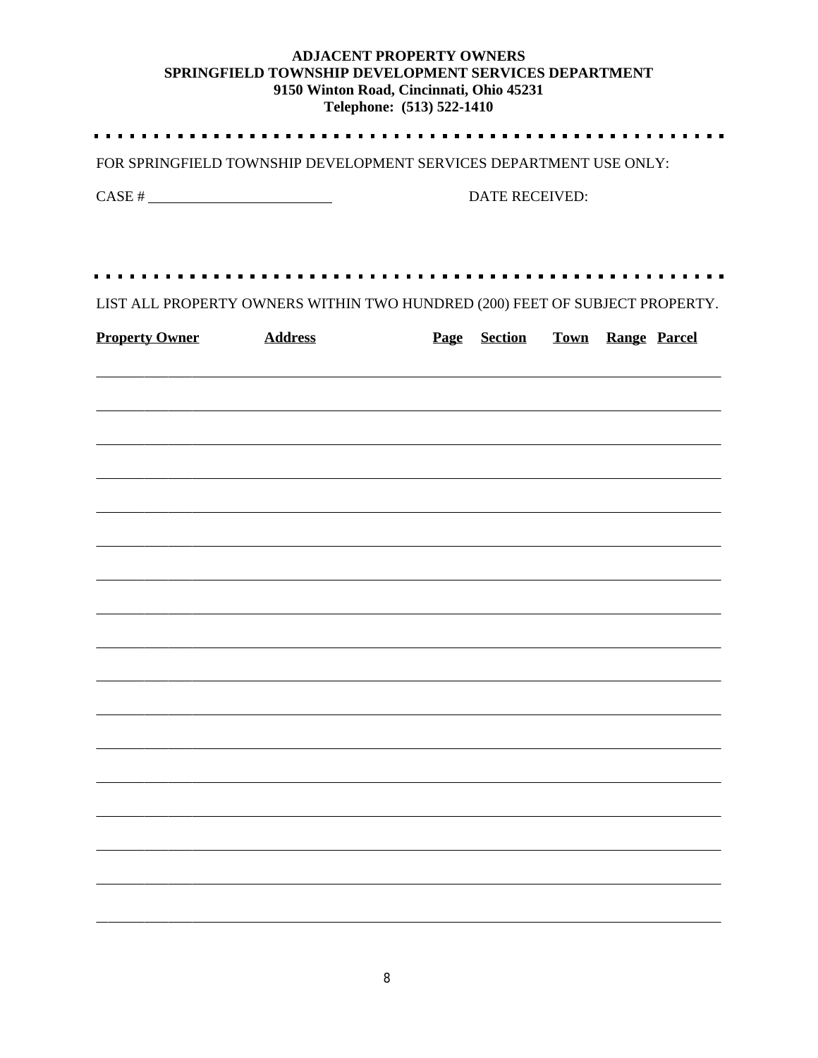**ADJACENT PROPERTY OWNERS**
**SPRINGFIELD TOWNSHIP DEVELOPMENT SERVICES DEPARTMENT**
**9150 Winton Road, Cincinnati, Ohio 45231**
**Telephone: (513) 522-1410**

---

FOR SPRINGFIELD TOWNSHIP DEVELOPMENT SERVICES DEPARTMENT USE ONLY:

CASE # ________________________ DATE RECEIVED:

---

LIST ALL PROPERTY OWNERS WITHIN TWO HUNDRED (200) FEET OF SUBJECT PROPERTY.

| Property Owner | Address | Page | Section | Town | Range | Parcel |
|---|---|---|---|---|---|---|
| | | | | | | |
| | | | | | | |
| | | | | | | |
| | | | | | | |
| | | | | | | |
| | | | | | | |
| | | | | | | |
| | | | | | | |
| | | | | | | |
| | | | | | | |
| | | | | | | |
| | | | | | | |
| | | | | | | |
| | | | | | | |
| | | | | | | |
| | | | | | | |
| | | | | | | |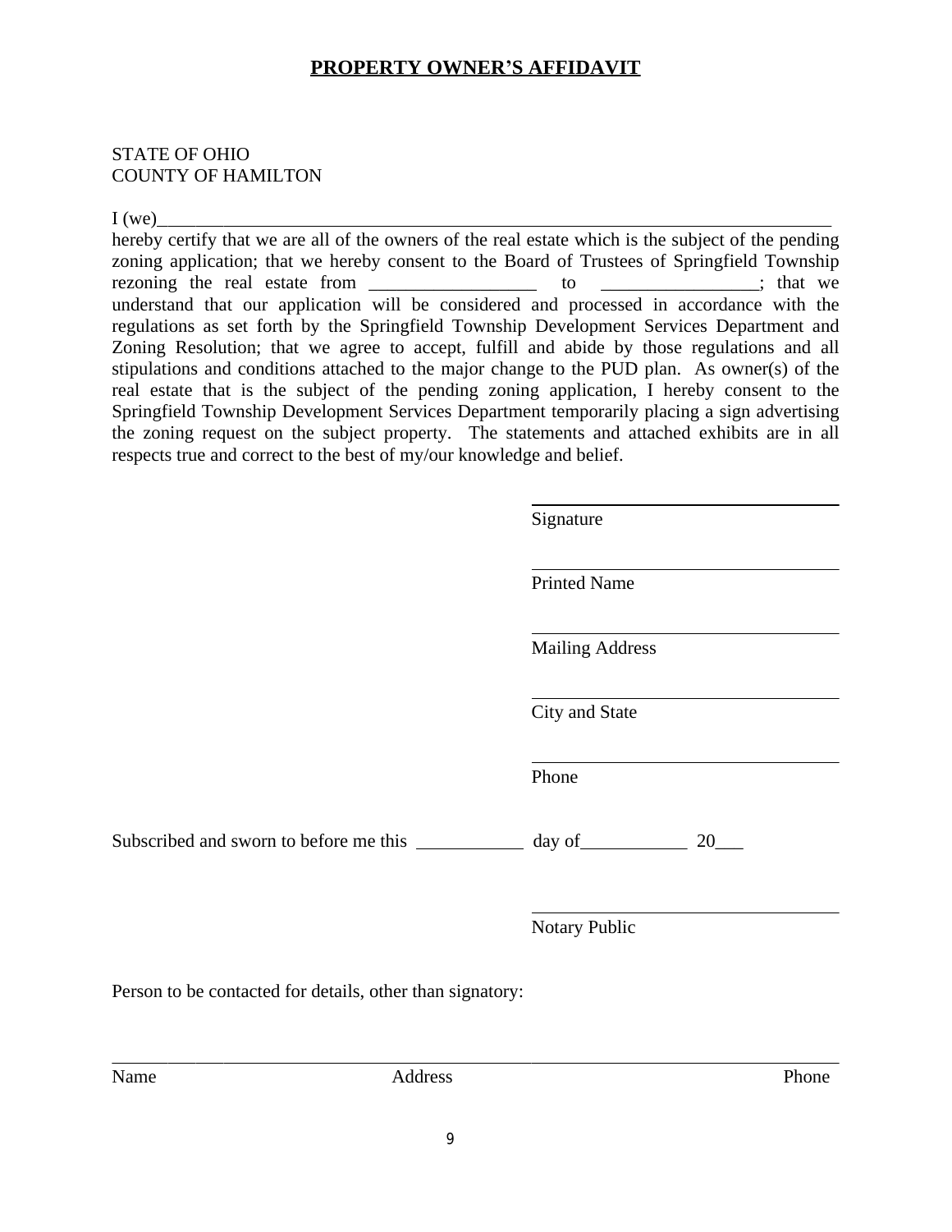# PROPERTY OWNER'S AFFIDAVIT

STATE OF OHIO
COUNTY OF HAMILTON

I (we)\_\_\_\_\_\_\_\_\_\_\_\_\_\_\_\_\_\_\_\_\_\_\_\_\_\_\_\_\_\_\_\_\_\_\_\_\_\_\_\_\_\_\_\_\_\_\_\_\_\_\_\_\_\_\_\_\_\_\_\_\_\_\_\_\_\_\_\_\_\_\_\_\_\_\_\_
hereby certify that we are all of the owners of the real estate which is the subject of the pending zoning application; that we hereby consent to the Board of Trustees of Springfield Township rezoning the real estate from \_\_\_\_\_\_\_\_\_\_\_\_\_\_\_\_\_\_ to \_\_\_\_\_\_\_\_\_\_\_\_\_\_\_\_\_; that we understand that our application will be considered and processed in accordance with the regulations as set forth by the Springfield Township Development Services Department and Zoning Resolution; that we agree to accept, fulfill and abide by those regulations and all stipulations and conditions attached to the major change to the PUD plan. As owner(s) of the real estate that is the subject of the pending zoning application, I hereby consent to the Springfield Township Development Services Department temporarily placing a sign advertising the zoning request on the subject property. The statements and attached exhibits are in all respects true and correct to the best of my/our knowledge and belief.

\_\_\_\_\_\_\_\_\_\_\_\_\_\_\_\_\_\_\_\_\_\_\_\_\_\_\_\_\_\_\_\_\_\_
Signature

\_\_\_\_\_\_\_\_\_\_\_\_\_\_\_\_\_\_\_\_\_\_\_\_\_\_\_\_\_\_\_\_\_\_
Printed Name

\_\_\_\_\_\_\_\_\_\_\_\_\_\_\_\_\_\_\_\_\_\_\_\_\_\_\_\_\_\_\_\_\_\_
Mailing Address

\_\_\_\_\_\_\_\_\_\_\_\_\_\_\_\_\_\_\_\_\_\_\_\_\_\_\_\_\_\_\_\_\_\_
City and State

\_\_\_\_\_\_\_\_\_\_\_\_\_\_\_\_\_\_\_\_\_\_\_\_\_\_\_\_\_\_\_\_\_\_
Phone

Subscribed and sworn to before me this \_\_\_\_\_\_\_\_\_\_\_ day of\_\_\_\_\_\_\_\_\_\_\_ 20\_\_\_

\_\_\_\_\_\_\_\_\_\_\_\_\_\_\_\_\_\_\_\_\_\_\_\_\_\_\_\_\_\_\_\_\_\_
Notary Public

Person to be contacted for details, other than signatory:

\_\_\_\_\_\_\_\_\_\_\_\_\_\_\_\_\_\_\_\_\_\_\_\_\_\_\_\_\_\_\_\_\_\_\_\_\_\_\_\_\_\_\_\_\_\_\_\_\_\_\_\_\_\_\_\_\_\_\_\_\_\_\_\_\_\_\_\_\_\_\_\_\_\_\_\_\_\_
Name Address Phone